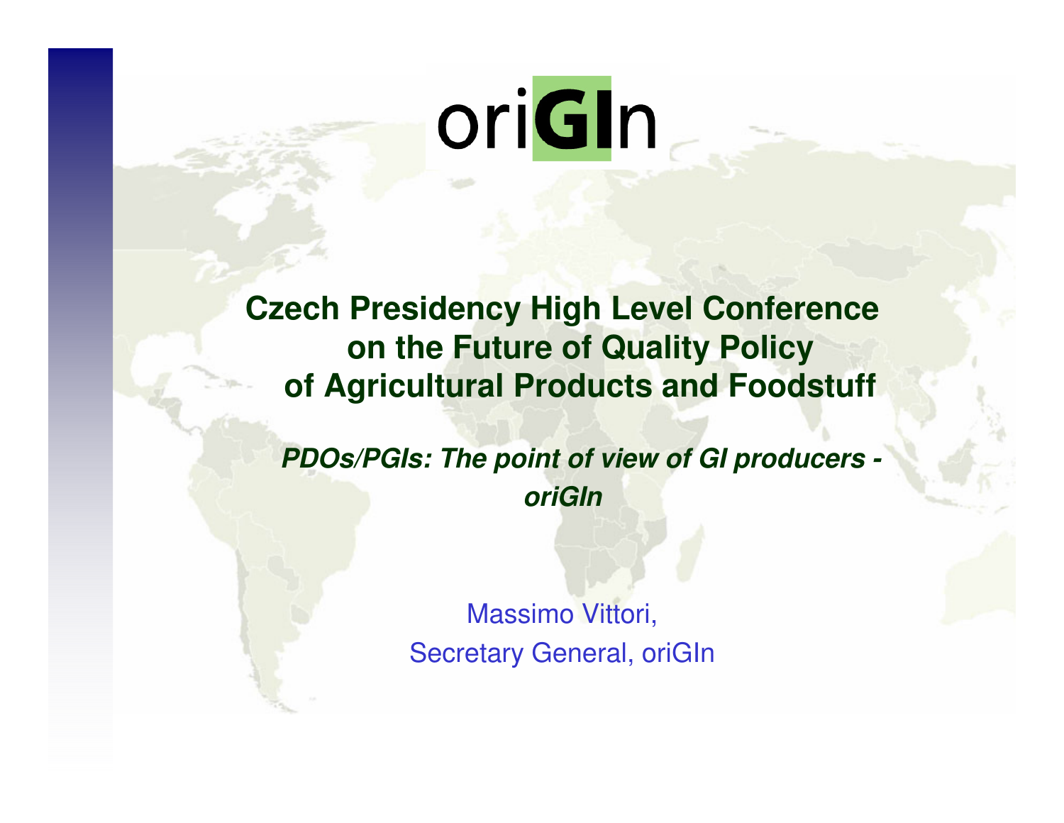# oriGIn

## Czech Presidency High Level Conference on the Future of Quality Policy of Agricultural Products and Foodstuff

***PDOs/PGIs: The point of view of GI producers - oriGIn***

Massimo Vittori,
Secretary General, oriGIn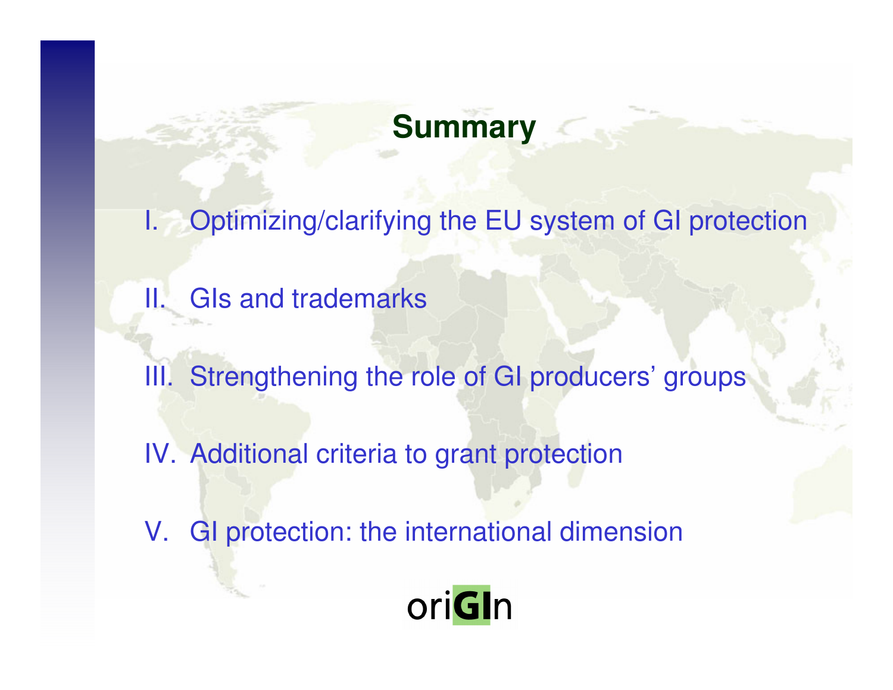# Summary

I. Optimizing/clarifying the EU system of GI protection

II. GIs and trademarks

III. Strengthening the role of GI producers' groups

IV. Additional criteria to grant protection

V. GI protection: the international dimension

oriGIn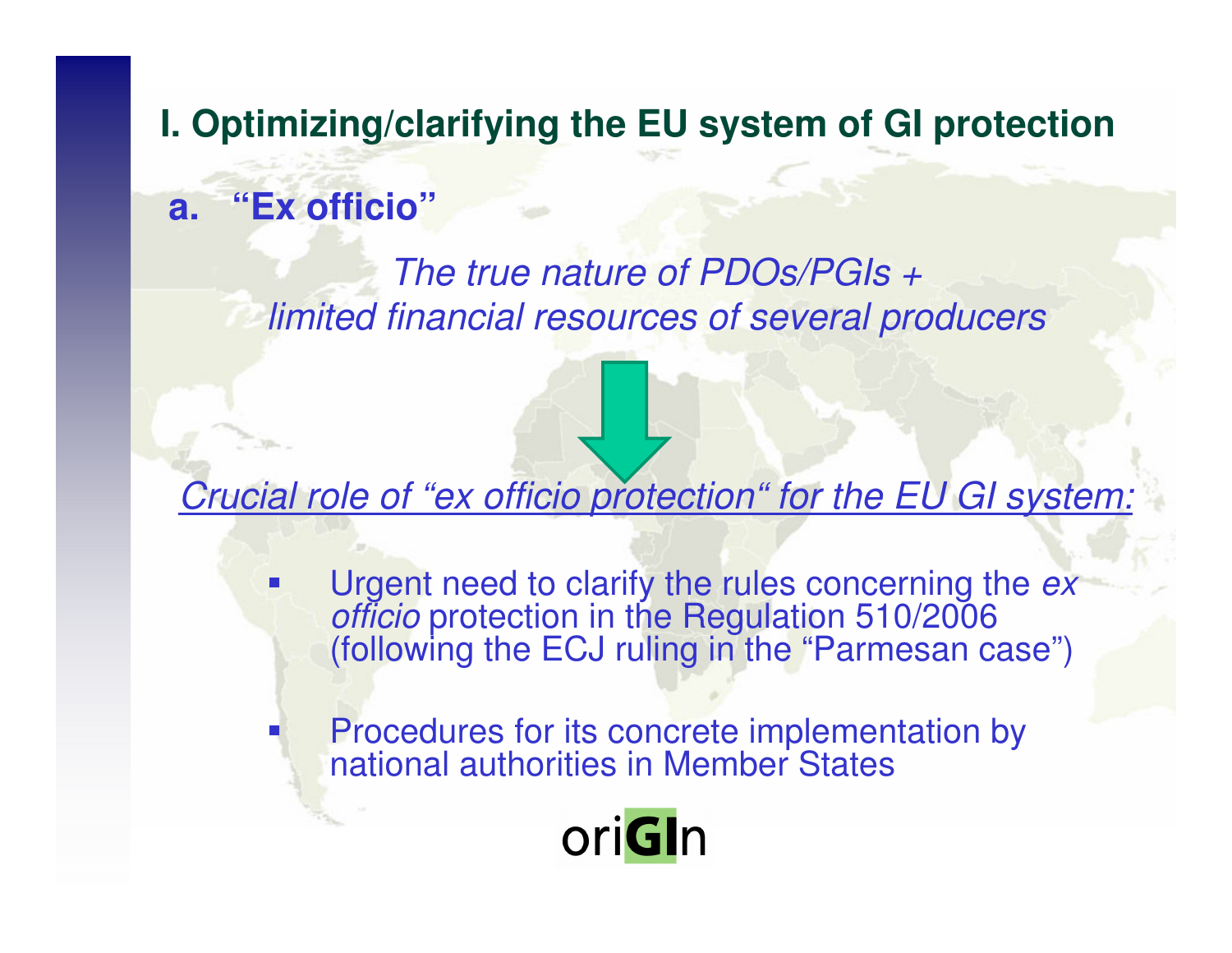## I. Optimizing/clarifying the EU system of GI protection

### a. "Ex officio"

*The true nature of PDOs/PGIs +*
*limited financial resources of several producers*

↓

*Crucial role of "ex officio protection" for the EU GI system:*

- Urgent need to clarify the rules concerning the *ex officio* protection in the Regulation 510/2006 (following the ECJ ruling in the "Parmesan case")
- Procedures for its concrete implementation by national authorities in Member States

oriGIn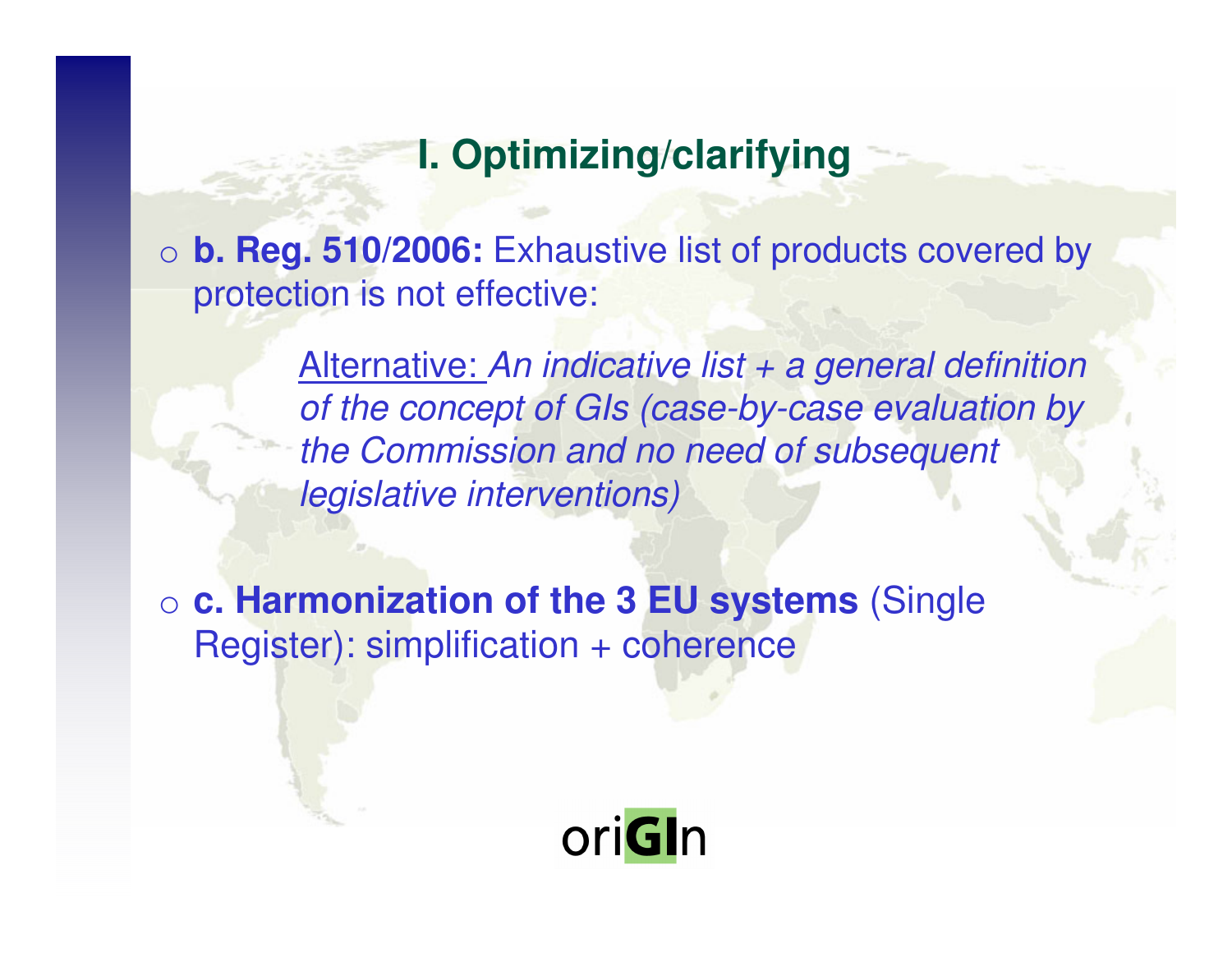## I. Optimizing/clarifying

- **b. Reg. 510/2006:** Exhaustive list of products covered by protection is not effective:

  Alternative: *An indicative list + a general definition of the concept of GIs (case-by-case evaluation by the Commission and no need of subsequent legislative interventions)*

- **c. Harmonization of the 3 EU systems** (Single Register): simplification + coherence

oriGIn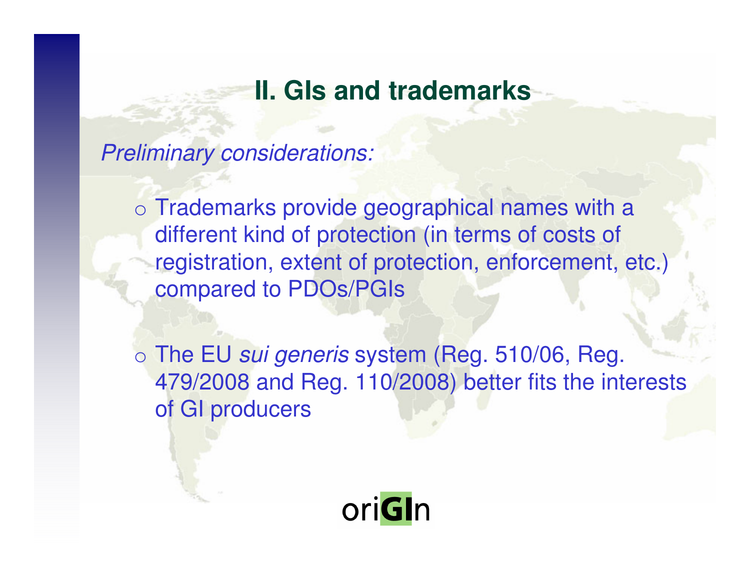## II. GIs and trademarks

*Preliminary considerations:*

- Trademarks provide geographical names with a different kind of protection (in terms of costs of registration, extent of protection, enforcement, etc.) compared to PDOs/PGIs

- The EU *sui generis* system (Reg. 510/06, Reg. 479/2008 and Reg. 110/2008) better fits the interests of GI producers

oriGIn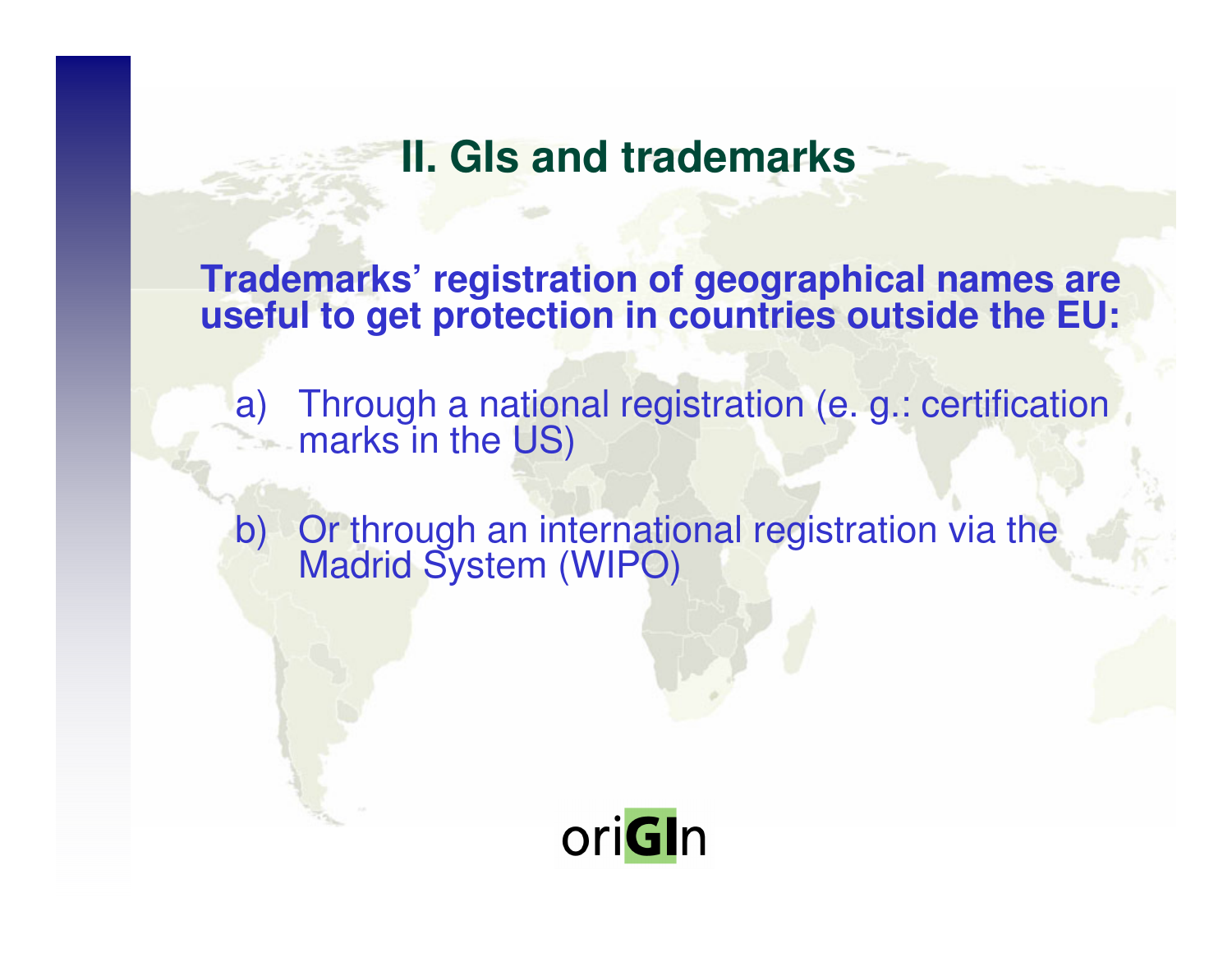## II. GIs and trademarks

**Trademarks' registration of geographical names are useful to get protection in countries outside the EU:**

a) Through a national registration (e. g.: certification marks in the US)

b) Or through an international registration via the Madrid System (WIPO)

oriGIn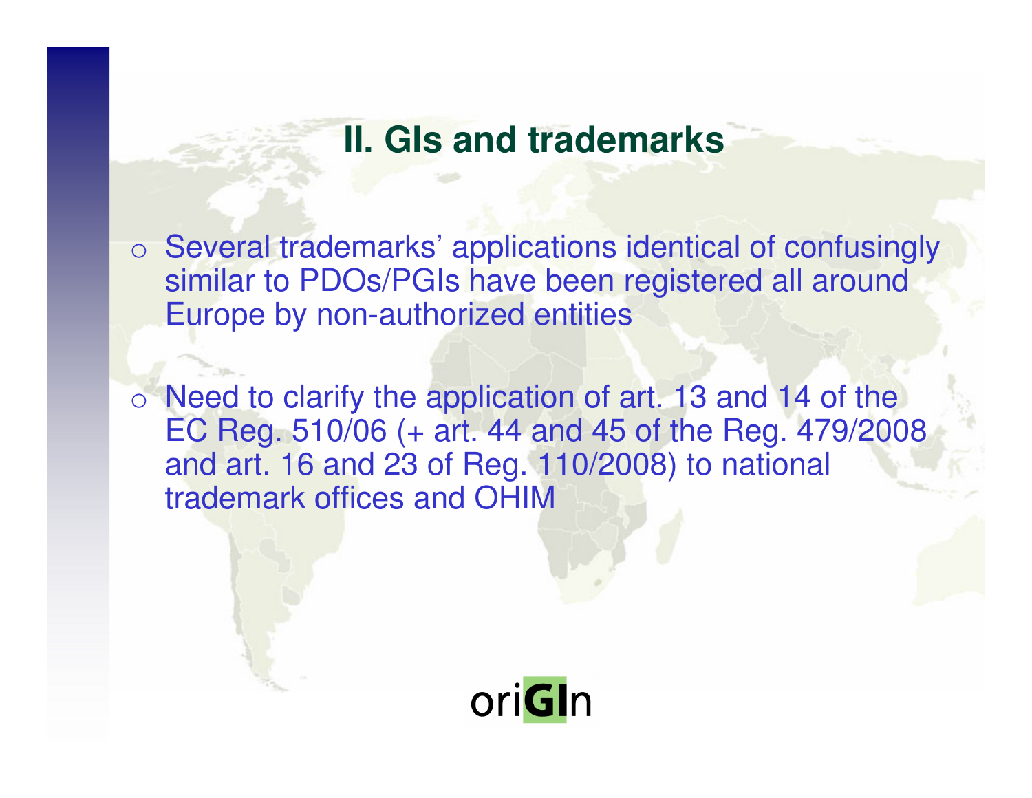## II. GIs and trademarks

- Several trademarks' applications identical of confusingly similar to PDOs/PGIs have been registered all around Europe by non-authorized entities
- Need to clarify the application of art. 13 and 14 of the EC Reg. 510/06 (+ art. 44 and 45 of the Reg. 479/2008 and art. 16 and 23 of Reg. 110/2008) to national trademark offices and OHIM

oriGIn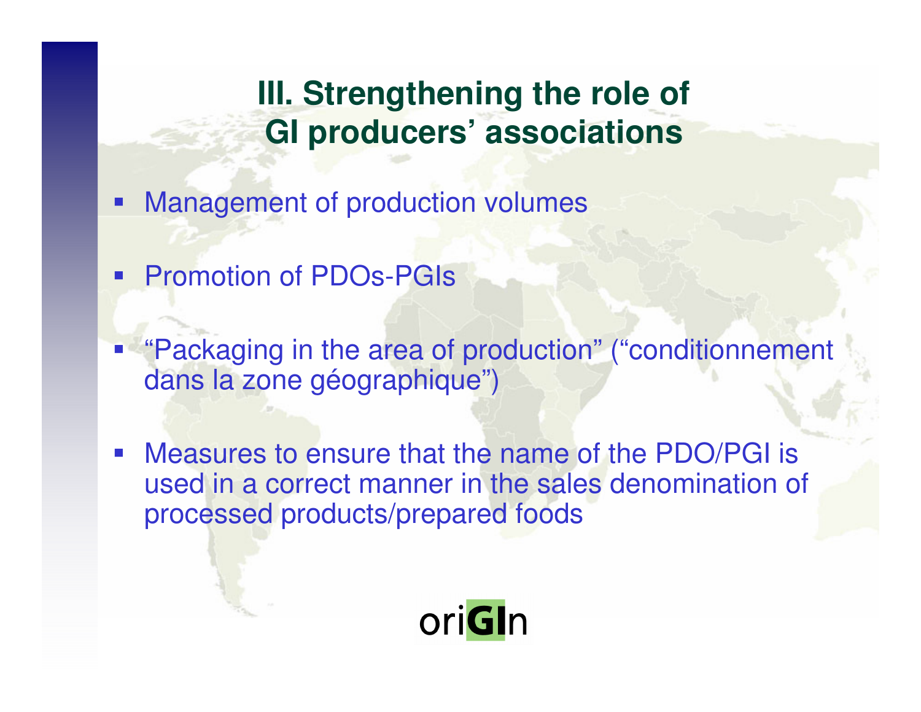## III. Strengthening the role of GI producers' associations

- Management of production volumes
- Promotion of PDOs-PGIs
- "Packaging in the area of production" ("conditionnement dans la zone géographique")
- Measures to ensure that the name of the PDO/PGI is used in a correct manner in the sales denomination of processed products/prepared foods

oriGIn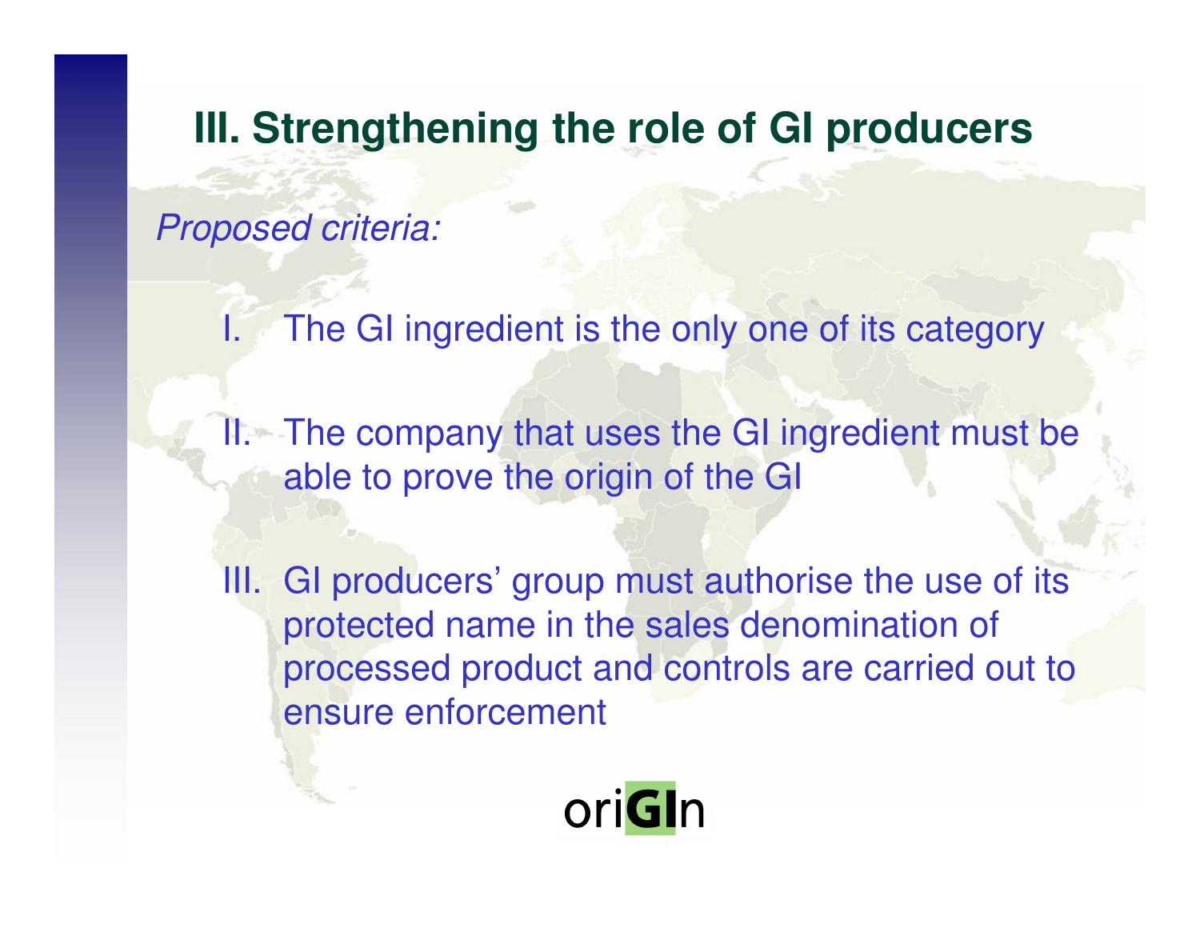## III. Strengthening the role of GI producers

*Proposed criteria:*

I. The GI ingredient is the only one of its category

II. The company that uses the GI ingredient must be able to prove the origin of the GI

III. GI producers' group must authorise the use of its protected name in the sales denomination of processed product and controls are carried out to ensure enforcement

oriGIn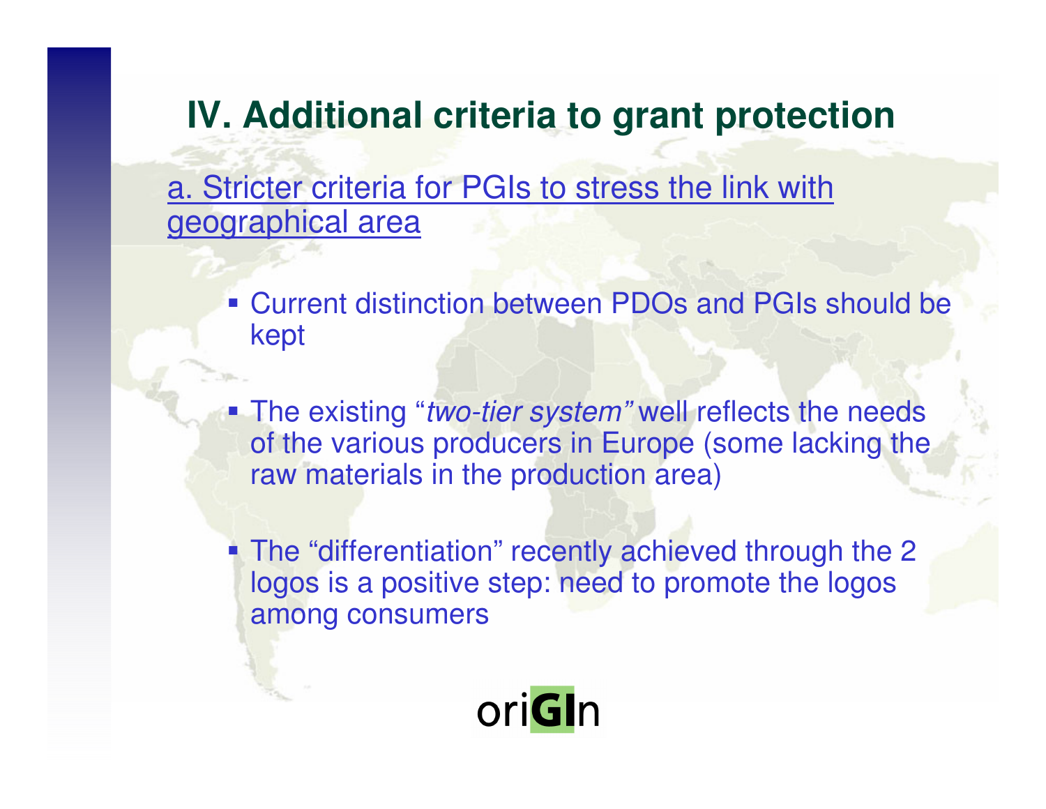## IV. Additional criteria to grant protection

a. Stricter criteria for PGIs to stress the link with geographical area

- Current distinction between PDOs and PGIs should be kept
- The existing "*two-tier system"* well reflects the needs of the various producers in Europe (some lacking the raw materials in the production area)
- The "differentiation" recently achieved through the 2 logos is a positive step: need to promote the logos among consumers

oriGIn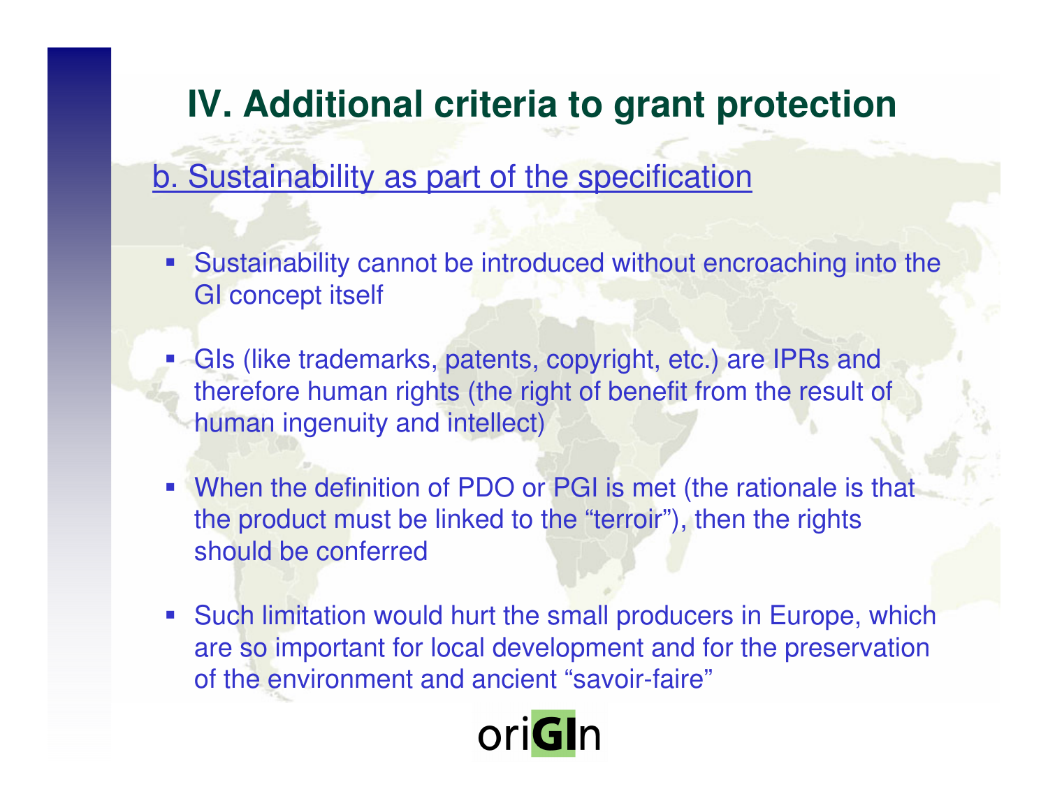# IV. Additional criteria to grant protection

## b. Sustainability as part of the specification

- Sustainability cannot be introduced without encroaching into the GI concept itself
- GIs (like trademarks, patents, copyright, etc.) are IPRs and therefore human rights (the right of benefit from the result of human ingenuity and intellect)
- When the definition of PDO or PGI is met (the rationale is that the product must be linked to the "terroir"), then the rights should be conferred
- Such limitation would hurt the small producers in Europe, which are so important for local development and for the preservation of the environment and ancient "savoir-faire"

oriGIn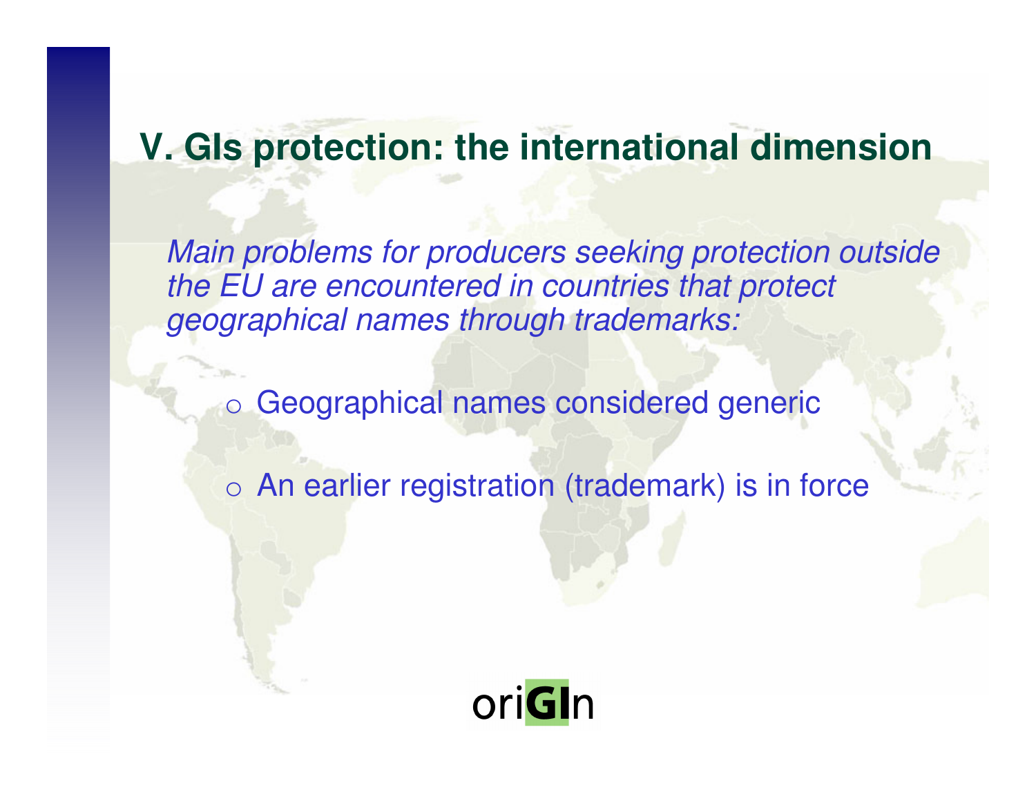## V. GIs protection: the international dimension

*Main problems for producers seeking protection outside the EU are encountered in countries that protect geographical names through trademarks:*

- Geographical names considered generic
- An earlier registration (trademark) is in force

oriGIn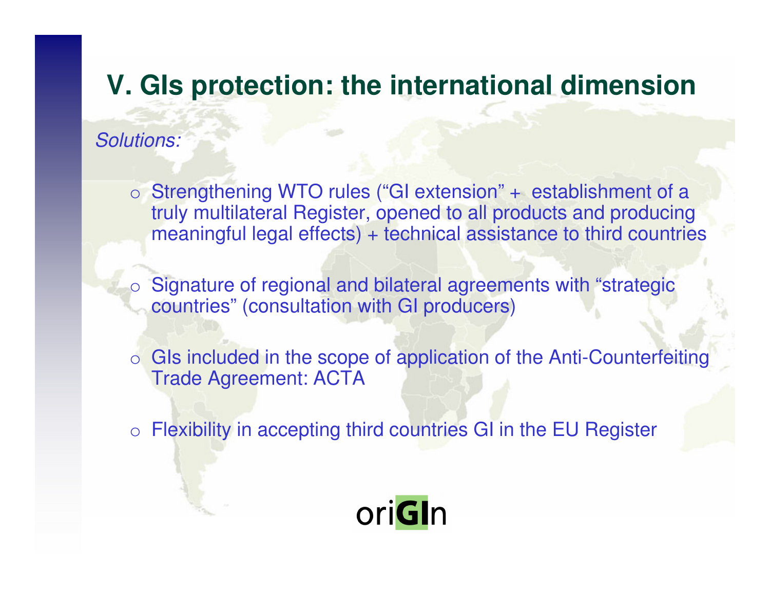# V. GIs protection: the international dimension

*Solutions:*

- Strengthening WTO rules ("GI extension" + establishment of a truly multilateral Register, opened to all products and producing meaningful legal effects) + technical assistance to third countries
- Signature of regional and bilateral agreements with "strategic countries" (consultation with GI producers)
- GIs included in the scope of application of the Anti-Counterfeiting Trade Agreement: ACTA
- Flexibility in accepting third countries GI in the EU Register

oriGIn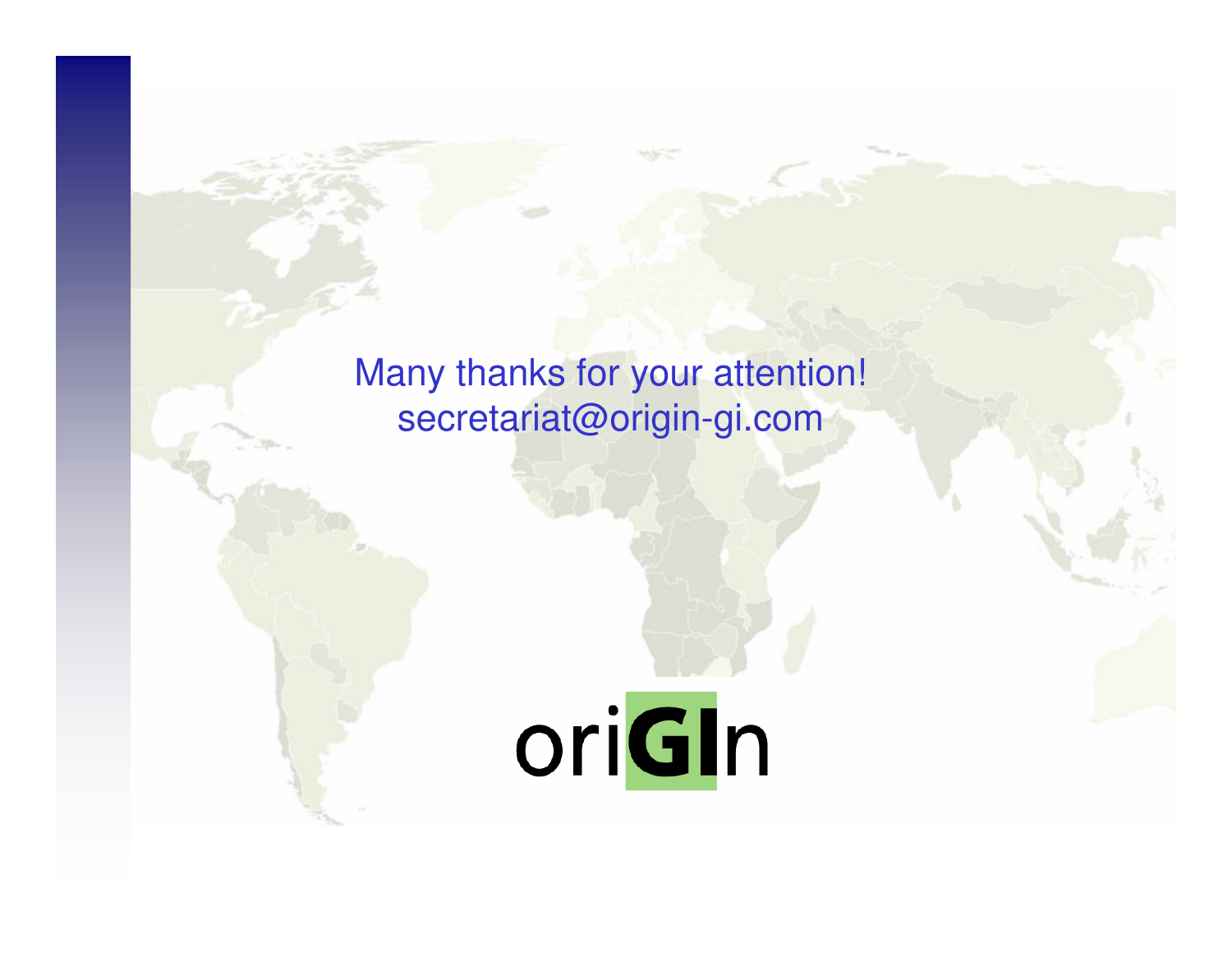Many thanks for your attention!
secretariat@origin-gi.com

oriGIn